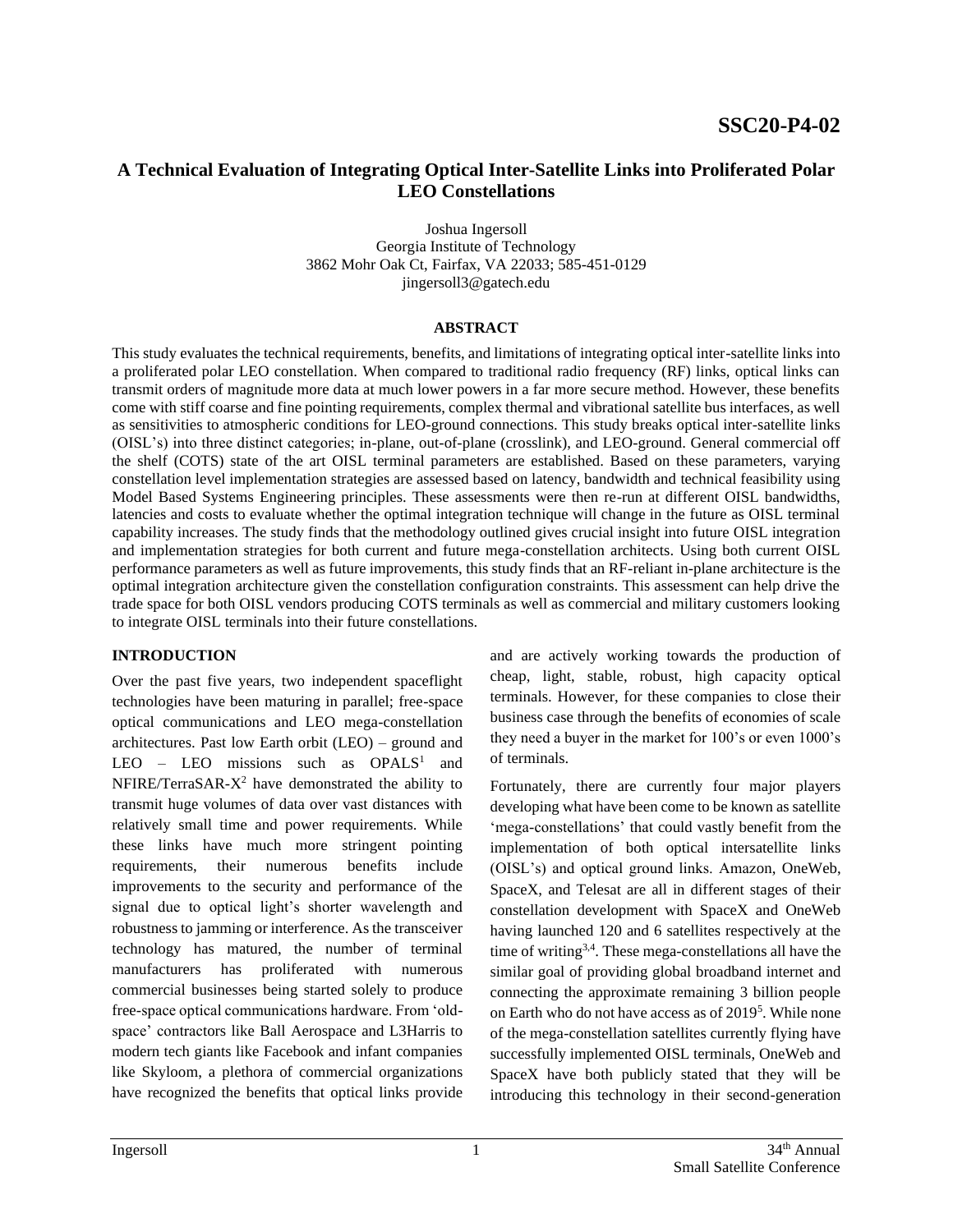SSC20-P4-02

# A Technical Evaluation of Integrating Optical Inter-Satellite Links into Proliferated Polar LEO Constellations

Joshua Ingersoll
Georgia Institute of Technology
3862 Mohr Oak Ct, Fairfax, VA 22033; 585-451-0129
jingersoll3@gatech.edu

## ABSTRACT

This study evaluates the technical requirements, benefits, and limitations of integrating optical inter-satellite links into a proliferated polar LEO constellation. When compared to traditional radio frequency (RF) links, optical links can transmit orders of magnitude more data at much lower powers in a far more secure method. However, these benefits come with stiff coarse and fine pointing requirements, complex thermal and vibrational satellite bus interfaces, as well as sensitivities to atmospheric conditions for LEO-ground connections. This study breaks optical inter-satellite links (OISL's) into three distinct categories; in-plane, out-of-plane (crosslink), and LEO-ground. General commercial off the shelf (COTS) state of the art OISL terminal parameters are established. Based on these parameters, varying constellation level implementation strategies are assessed based on latency, bandwidth and technical feasibility using Model Based Systems Engineering principles. These assessments were then re-run at different OISL bandwidths, latencies and costs to evaluate whether the optimal integration technique will change in the future as OISL terminal capability increases. The study finds that the methodology outlined gives crucial insight into future OISL integration and implementation strategies for both current and future mega-constellation architects. Using both current OISL performance parameters as well as future improvements, this study finds that an RF-reliant in-plane architecture is the optimal integration architecture given the constellation configuration constraints. This assessment can help drive the trade space for both OISL vendors producing COTS terminals as well as commercial and military customers looking to integrate OISL terminals into their future constellations.

## INTRODUCTION

Over the past five years, two independent spaceflight technologies have been maturing in parallel; free-space optical communications and LEO mega-constellation architectures. Past low Earth orbit (LEO) – ground and LEO – LEO missions such as OPALS[1] and NFIRE/TerraSAR-X[2] have demonstrated the ability to transmit huge volumes of data over vast distances with relatively small time and power requirements. While these links have much more stringent pointing requirements, their numerous benefits include improvements to the security and performance of the signal due to optical light's shorter wavelength and robustness to jamming or interference. As the transceiver technology has matured, the number of terminal manufacturers has proliferated with numerous commercial businesses being started solely to produce free-space optical communications hardware. From 'old-space' contractors like Ball Aerospace and L3Harris to modern tech giants like Facebook and infant companies like Skyloom, a plethora of commercial organizations have recognized the benefits that optical links provide and are actively working towards the production of cheap, light, stable, robust, high capacity optical terminals. However, for these companies to close their business case through the benefits of economies of scale they need a buyer in the market for 100's or even 1000's of terminals.

Fortunately, there are currently four major players developing what have been come to be known as satellite 'mega-constellations' that could vastly benefit from the implementation of both optical intersatellite links (OISL's) and optical ground links. Amazon, OneWeb, SpaceX, and Telesat are all in different stages of their constellation development with SpaceX and OneWeb having launched 120 and 6 satellites respectively at the time of writing[3,4]. These mega-constellations all have the similar goal of providing global broadband internet and connecting the approximate remaining 3 billion people on Earth who do not have access as of 2019[5]. While none of the mega-constellation satellites currently flying have successfully implemented OISL terminals, OneWeb and SpaceX have both publicly stated that they will be introducing this technology in their second-generation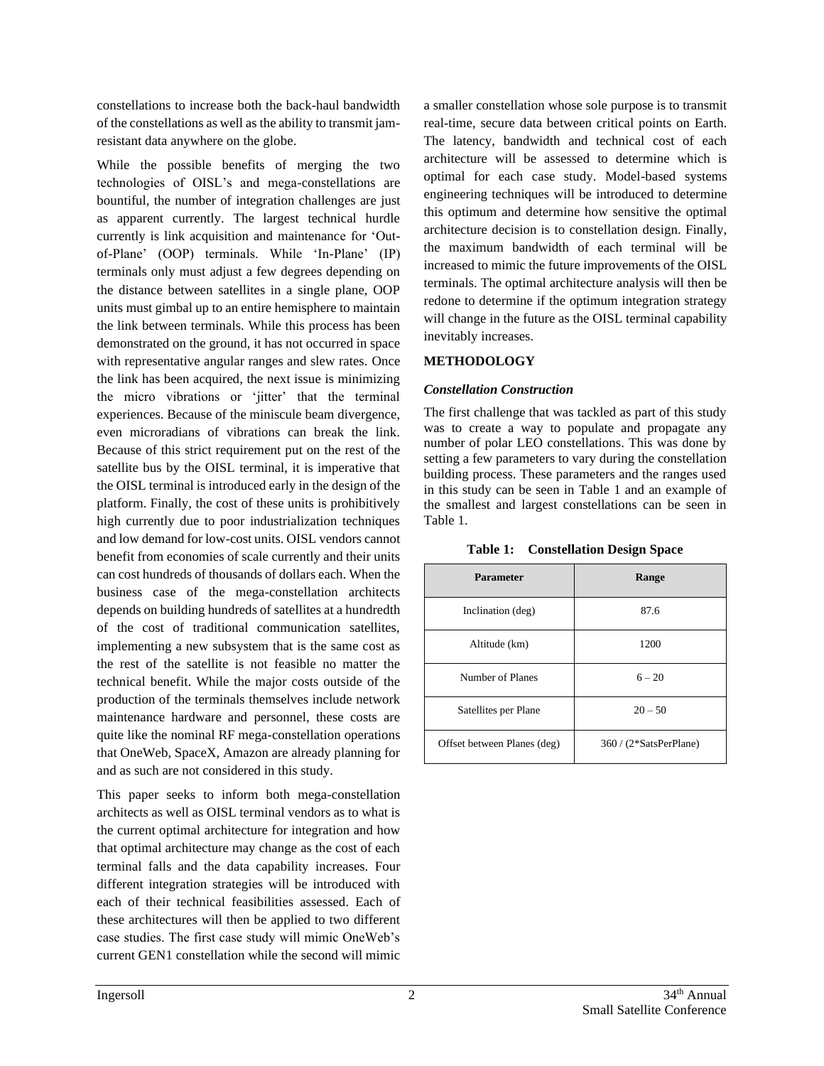constellations to increase both the back-haul bandwidth of the constellations as well as the ability to transmit jam-resistant data anywhere on the globe.

While the possible benefits of merging the two technologies of OISL's and mega-constellations are bountiful, the number of integration challenges are just as apparent currently. The largest technical hurdle currently is link acquisition and maintenance for 'Out-of-Plane' (OOP) terminals. While 'In-Plane' (IP) terminals only must adjust a few degrees depending on the distance between satellites in a single plane, OOP units must gimbal up to an entire hemisphere to maintain the link between terminals. While this process has been demonstrated on the ground, it has not occurred in space with representative angular ranges and slew rates. Once the link has been acquired, the next issue is minimizing the micro vibrations or 'jitter' that the terminal experiences. Because of the miniscule beam divergence, even microradians of vibrations can break the link. Because of this strict requirement put on the rest of the satellite bus by the OISL terminal, it is imperative that the OISL terminal is introduced early in the design of the platform. Finally, the cost of these units is prohibitively high currently due to poor industrialization techniques and low demand for low-cost units. OISL vendors cannot benefit from economies of scale currently and their units can cost hundreds of thousands of dollars each. When the business case of the mega-constellation architects depends on building hundreds of satellites at a hundredth of the cost of traditional communication satellites, implementing a new subsystem that is the same cost as the rest of the satellite is not feasible no matter the technical benefit. While the major costs outside of the production of the terminals themselves include network maintenance hardware and personnel, these costs are quite like the nominal RF mega-constellation operations that OneWeb, SpaceX, Amazon are already planning for and as such are not considered in this study.

This paper seeks to inform both mega-constellation architects as well as OISL terminal vendors as to what is the current optimal architecture for integration and how that optimal architecture may change as the cost of each terminal falls and the data capability increases. Four different integration strategies will be introduced with each of their technical feasibilities assessed. Each of these architectures will then be applied to two different case studies. The first case study will mimic OneWeb's current GEN1 constellation while the second will mimic a smaller constellation whose sole purpose is to transmit real-time, secure data between critical points on Earth. The latency, bandwidth and technical cost of each architecture will be assessed to determine which is optimal for each case study. Model-based systems engineering techniques will be introduced to determine this optimum and determine how sensitive the optimal architecture decision is to constellation design. Finally, the maximum bandwidth of each terminal will be increased to mimic the future improvements of the OISL terminals. The optimal architecture analysis will then be redone to determine if the optimum integration strategy will change in the future as the OISL terminal capability inevitably increases.

## METHODOLOGY

### *Constellation Construction*

The first challenge that was tackled as part of this study was to create a way to populate and propagate any number of polar LEO constellations. This was done by setting a few parameters to vary during the constellation building process. These parameters and the ranges used in this study can be seen in Table 1 and an example of the smallest and largest constellations can be seen in Table 1.

**Table 1: Constellation Design Space**

| Parameter | Range |
|---|---|
| Inclination (deg) | 87.6 |
| Altitude (km) | 1200 |
| Number of Planes | 6 – 20 |
| Satellites per Plane | 20 – 50 |
| Offset between Planes (deg) | 360 / (2*SatsPerPlane) |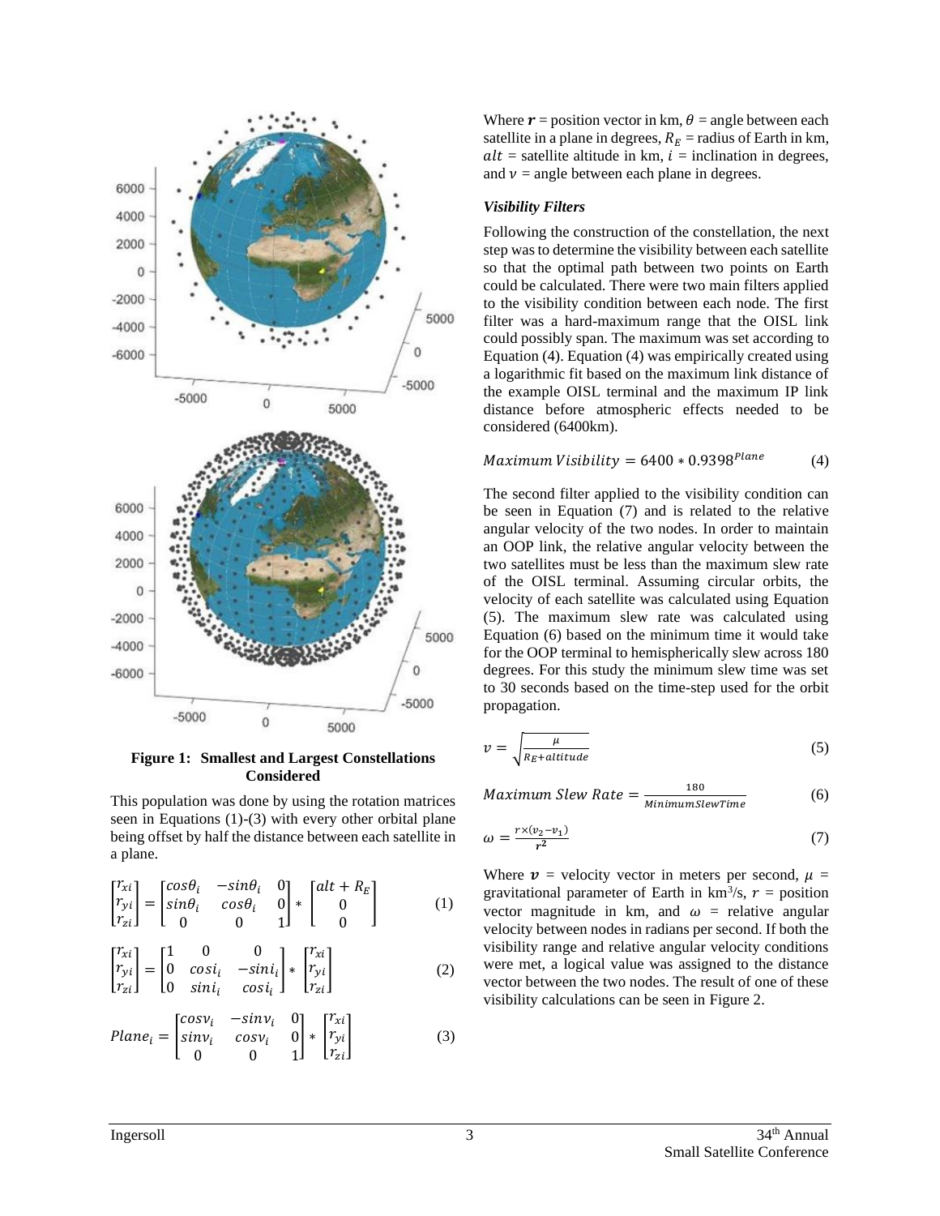**Figure 1: Smallest and Largest Constellations Considered**

This population was done by using the rotation matrices seen in Equations (1)-(3) with every other orbital plane being offset by half the distance between each satellite in a plane.

$$\begin{bmatrix} r_{xi} \\ r_{yi} \\ r_{zi} \end{bmatrix} = \begin{bmatrix} cos\theta_i & -sin\theta_i & 0 \\ sin\theta_i & cos\theta_i & 0 \\ 0 & 0 & 1 \end{bmatrix} * \begin{bmatrix} alt + R_E \\ 0 \\ 0 \end{bmatrix} \tag{1}$$

$$\begin{bmatrix} r_{xi} \\ r_{yi} \\ r_{zi} \end{bmatrix} = \begin{bmatrix} 1 & 0 & 0 \\ 0 & cosi_i & -sini_i \\ 0 & sini_i & cosi_i \end{bmatrix} * \begin{bmatrix} r_{xi} \\ r_{yi} \\ r_{zi} \end{bmatrix} \tag{2}$$

$$Plane_i = \begin{bmatrix} cosv_i & -sinv_i & 0 \\ sinv_i & cosv_i & 0 \\ 0 & 0 & 1 \end{bmatrix} * \begin{bmatrix} r_{xi} \\ r_{yi} \\ r_{zi} \end{bmatrix} \tag{3}$$

Where $\boldsymbol{r}$ = position vector in km, $\theta$ = angle between each satellite in a plane in degrees, $R_E$ = radius of Earth in km, $alt$ = satellite altitude in km, $i$ = inclination in degrees, and $v$ = angle between each plane in degrees.

### *Visibility Filters*

Following the construction of the constellation, the next step was to determine the visibility between each satellite so that the optimal path between two points on Earth could be calculated. There were two main filters applied to the visibility condition between each node. The first filter was a hard-maximum range that the OISL link could possibly span. The maximum was set according to Equation (4). Equation (4) was empirically created using a logarithmic fit based on the maximum link distance of the example OISL terminal and the maximum IP link distance before atmospheric effects needed to be considered (6400km).

$$Maximum\ Visibility = 6400 * 0.9398^{Plane} \tag{4}$$

The second filter applied to the visibility condition can be seen in Equation (7) and is related to the relative angular velocity of the two nodes. In order to maintain an OOP link, the relative angular velocity between the two satellites must be less than the maximum slew rate of the OISL terminal. Assuming circular orbits, the velocity of each satellite was calculated using Equation (5). The maximum slew rate was calculated using Equation (6) based on the minimum time it would take for the OOP terminal to hemispherically slew across 180 degrees. For this study the minimum slew time was set to 30 seconds based on the time-step used for the orbit propagation.

$$v = \sqrt{\frac{\mu}{R_E + altitude}} \tag{5}$$

$$Maximum\ Slew\ Rate = \frac{180}{MinimumSlewTime} \tag{6}$$

$$\omega = \frac{r \times (v_2 - v_1)}{\boldsymbol{r^2}} \tag{7}$$

Where $\boldsymbol{v}$ = velocity vector in meters per second, $\mu$ = gravitational parameter of Earth in km$^3$/s, $r$ = position vector magnitude in km, and $\omega$ = relative angular velocity between nodes in radians per second. If both the visibility range and relative angular velocity conditions were met, a logical value was assigned to the distance vector between the two nodes. The result of one of these visibility calculations can be seen in Figure 2.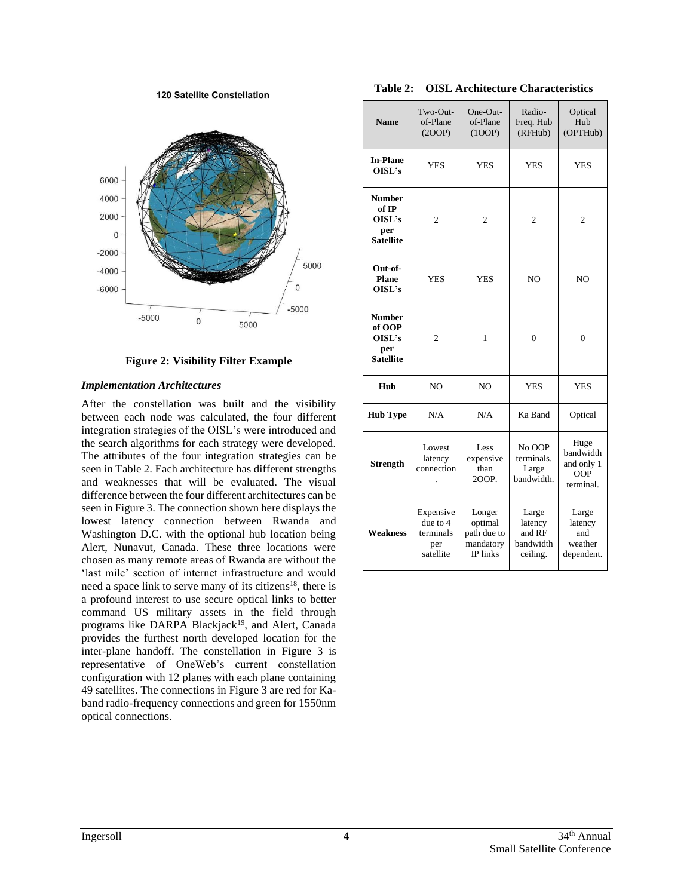120 Satellite Constellation

**Figure 2: Visibility Filter Example**

### *Implementation Architectures*

After the constellation was built and the visibility between each node was calculated, the four different integration strategies of the OISL's were introduced and the search algorithms for each strategy were developed. The attributes of the four integration strategies can be seen in Table 2. Each architecture has different strengths and weaknesses that will be evaluated. The visual difference between the four different architectures can be seen in Figure 3. The connection shown here displays the lowest latency connection between Rwanda and Washington D.C. with the optional hub location being Alert, Nunavut, Canada. These three locations were chosen as many remote areas of Rwanda are without the 'last mile' section of internet infrastructure and would need a space link to serve many of its citizens[18], there is a profound interest to use secure optical links to better command US military assets in the field through programs like DARPA Blackjack[19], and Alert, Canada provides the furthest north developed location for the inter-plane handoff. The constellation in Figure 3 is representative of OneWeb's current constellation configuration with 12 planes with each plane containing 49 satellites. The connections in Figure 3 are red for Ka-band radio-frequency connections and green for 1550nm optical connections.

**Table 2: OISL Architecture Characteristics**

| Name | Two-Out-of-Plane (2OOP) | One-Out-of-Plane (1OOP) | Radio-Freq. Hub (RFHub) | Optical Hub (OPTHub) |
|---|---|---|---|---|
| **In-Plane OISL's** | YES | YES | YES | YES |
| **Number of IP OISL's per Satellite** | 2 | 2 | 2 | 2 |
| **Out-of-Plane OISL's** | YES | YES | NO | NO |
| **Number of OOP OISL's per Satellite** | 2 | 1 | 0 | 0 |
| **Hub** | NO | NO | YES | YES |
| **Hub Type** | N/A | N/A | Ka Band | Optical |
| **Strength** | Lowest latency connection. | Less expensive than 2OOP. | No OOP terminals. Large bandwidth. | Huge bandwidth and only 1 OOP terminal. |
| **Weakness** | Expensive due to 4 terminals per satellite | Longer optimal path due to mandatory IP links | Large latency and RF bandwidth ceiling. | Large latency and weather dependent. |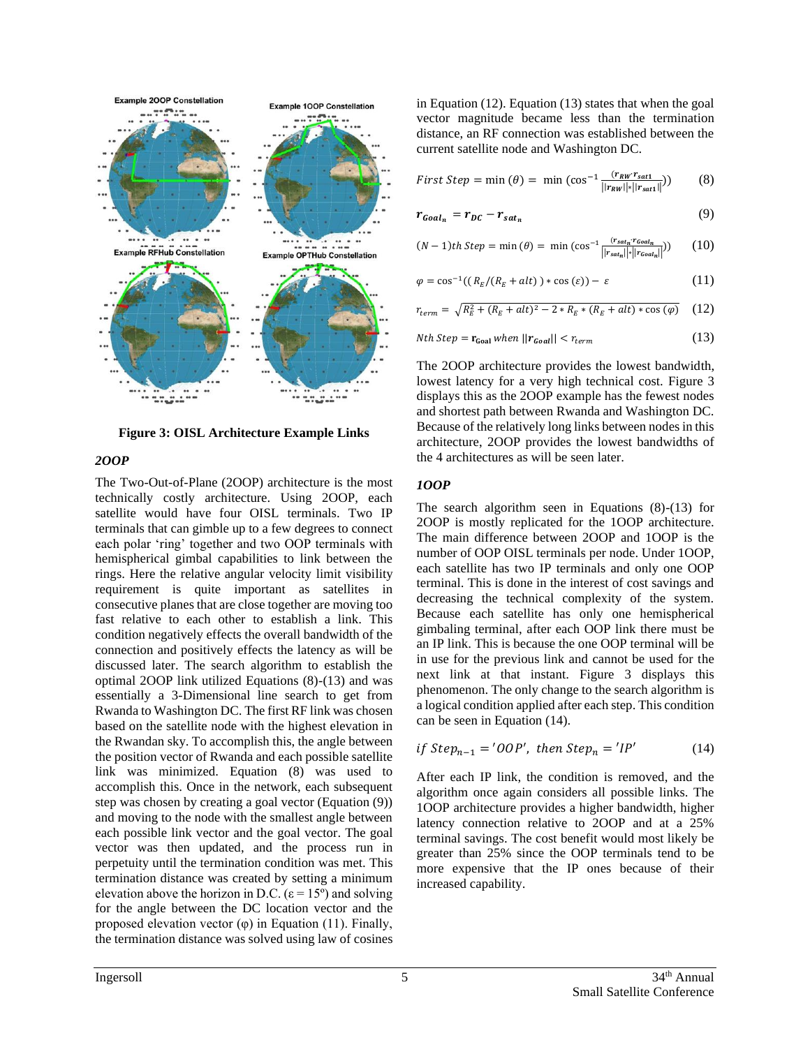Figure 3: OISL Architecture Example Links

### *2OOP*

The Two-Out-of-Plane (2OOP) architecture is the most technically costly architecture. Using 2OOP, each satellite would have four OISL terminals. Two IP terminals that can gimble up to a few degrees to connect each polar 'ring' together and two OOP terminals with hemispherical gimbal capabilities to link between the rings. Here the relative angular velocity limit visibility requirement is quite important as satellites in consecutive planes that are close together are moving too fast relative to each other to establish a link. This condition negatively effects the overall bandwidth of the connection and positively effects the latency as will be discussed later. The search algorithm to establish the optimal 2OOP link utilized Equations (8)-(13) and was essentially a 3-Dimensional line search to get from Rwanda to Washington DC. The first RF link was chosen based on the satellite node with the highest elevation in the Rwandan sky. To accomplish this, the angle between the position vector of Rwanda and each possible satellite link was minimized. Equation (8) was used to accomplish this. Once in the network, each subsequent step was chosen by creating a goal vector (Equation (9)) and moving to the node with the smallest angle between each possible link vector and the goal vector. The goal vector was then updated, and the process run in perpetuity until the termination condition was met. This termination distance was created by setting a minimum elevation above the horizon in D.C. ($\varepsilon = 15^{o}$) and solving for the angle between the DC location vector and the proposed elevation vector ($\varphi$) in Equation (11). Finally, the termination distance was solved using law of cosines in Equation (12). Equation (13) states that when the goal vector magnitude became less than the termination distance, an RF connection was established between the current satellite node and Washington DC.

$$First\ Step = \min(\theta) = \min\left(\cos^{-1}\frac{(\boldsymbol{r_{RW}} \cdot \boldsymbol{r_{sat1}})}{||\boldsymbol{r_{RW}}|| * ||\boldsymbol{r_{sat1}}||}\right) \tag{8}$$

$$\boldsymbol{r_{Goal_n}} = \boldsymbol{r_{DC}} - \boldsymbol{r_{sat_n}} \tag{9}$$

$$(N-1)th\ Step = \min(\theta) = \min\left(\cos^{-1}\frac{(\boldsymbol{r_{sat_n}} \cdot \boldsymbol{r_{Goal_n}})}{||\boldsymbol{r_{sat_n}}|| * ||\boldsymbol{r_{Goal_n}}||}\right) \tag{10}$$

$$\varphi = \cos^{-1}\left((R_E/(R_E + alt)) * \cos(\varepsilon)\right) - \varepsilon \tag{11}$$

$$r_{term} = \sqrt{R_E^2 + (R_E + alt)^2 - 2 * R_E * (R_E + alt) * \cos(\varphi)} \tag{12}$$

$$Nth\ Step = \mathbf{r_{Goal}}\ when\ ||\boldsymbol{r_{Goal}}|| < r_{term} \tag{13}$$

The 2OOP architecture provides the lowest bandwidth, lowest latency for a very high technical cost. Figure 3 displays this as the 2OOP example has the fewest nodes and shortest path between Rwanda and Washington DC. Because of the relatively long links between nodes in this architecture, 2OOP provides the lowest bandwidths of the 4 architectures as will be seen later.

### *1OOP*

The search algorithm seen in Equations (8)-(13) for 2OOP is mostly replicated for the 1OOP architecture. The main difference between 2OOP and 1OOP is the number of OOP OISL terminals per node. Under 1OOP, each satellite has two IP terminals and only one OOP terminal. This is done in the interest of cost savings and decreasing the technical complexity of the system. Because each satellite has only one hemispherical gimbaling terminal, after each OOP link there must be an IP link. This is because the one OOP terminal will be in use for the previous link and cannot be used for the next link at that instant. Figure 3 displays this phenomenon. The only change to the search algorithm is a logical condition applied after each step. This condition can be seen in Equation (14).

$$if\ Step_{n-1} = 'OOP',\ then\ Step_n = 'IP' \tag{14}$$

After each IP link, the condition is removed, and the algorithm once again considers all possible links. The 1OOP architecture provides a higher bandwidth, higher latency connection relative to 2OOP and at a 25% terminal savings. The cost benefit would most likely be greater than 25% since the OOP terminals tend to be more expensive that the IP ones because of their increased capability.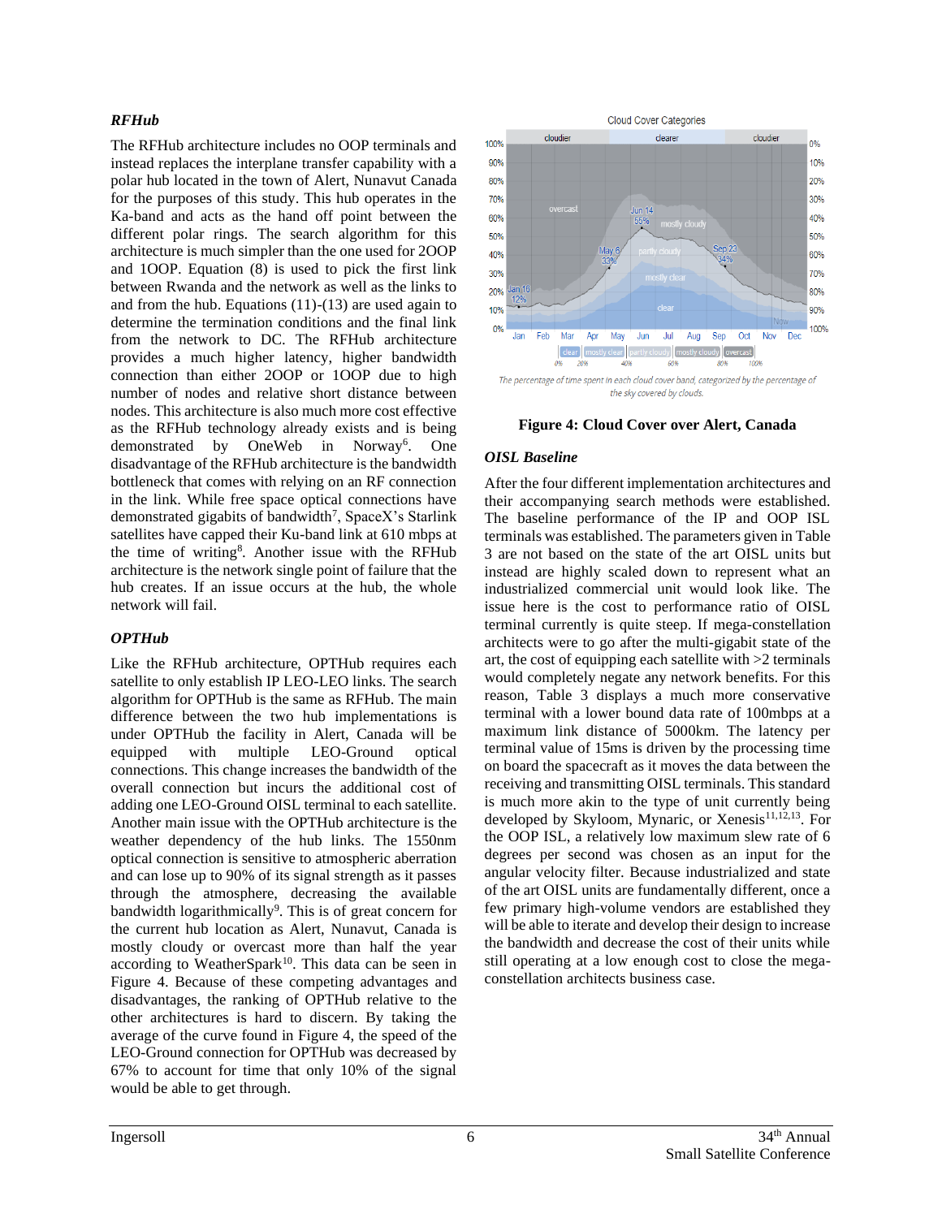### *RFHub*

The RFHub architecture includes no OOP terminals and instead replaces the interplane transfer capability with a polar hub located in the town of Alert, Nunavut Canada for the purposes of this study. This hub operates in the Ka-band and acts as the hand off point between the different polar rings. The search algorithm for this architecture is much simpler than the one used for 2OOP and 1OOP. Equation (8) is used to pick the first link between Rwanda and the network as well as the links to and from the hub. Equations (11)-(13) are used again to determine the termination conditions and the final link from the network to DC. The RFHub architecture provides a much higher latency, higher bandwidth connection than either 2OOP or 1OOP due to high number of nodes and relative short distance between nodes. This architecture is also much more cost effective as the RFHub technology already exists and is being demonstrated by OneWeb in Norway[6]. One disadvantage of the RFHub architecture is the bandwidth bottleneck that comes with relying on an RF connection in the link. While free space optical connections have demonstrated gigabits of bandwidth[7], SpaceX's Starlink satellites have capped their Ku-band link at 610 mbps at the time of writing[8]. Another issue with the RFHub architecture is the network single point of failure that the hub creates. If an issue occurs at the hub, the whole network will fail.

### *OPTHub*

Like the RFHub architecture, OPTHub requires each satellite to only establish IP LEO-LEO links. The search algorithm for OPTHub is the same as RFHub. The main difference between the two hub implementations is under OPTHub the facility in Alert, Canada will be equipped with multiple LEO-Ground optical connections. This change increases the bandwidth of the overall connection but incurs the additional cost of adding one LEO-Ground OISL terminal to each satellite. Another main issue with the OPTHub architecture is the weather dependency of the hub links. The 1550nm optical connection is sensitive to atmospheric aberration and can lose up to 90% of its signal strength as it passes through the atmosphere, decreasing the available bandwidth logarithmically[9]. This is of great concern for the current hub location as Alert, Nunavut, Canada is mostly cloudy or overcast more than half the year according to WeatherSpark[10]. This data can be seen in Figure 4. Because of these competing advantages and disadvantages, the ranking of OPTHub relative to the other architectures is hard to discern. By taking the average of the curve found in Figure 4, the speed of the LEO-Ground connection for OPTHub was decreased by 67% to account for time that only 10% of the signal would be able to get through.

The percentage of time spent in each cloud cover band, categorized by the percentage of the sky covered by clouds.

**Figure 4: Cloud Cover over Alert, Canada**

### *OISL Baseline*

After the four different implementation architectures and their accompanying search methods were established. The baseline performance of the IP and OOP ISL terminals was established. The parameters given in Table 3 are not based on the state of the art OISL units but instead are highly scaled down to represent what an industrialized commercial unit would look like. The issue here is the cost to performance ratio of OISL terminal currently is quite steep. If mega-constellation architects were to go after the multi-gigabit state of the art, the cost of equipping each satellite with >2 terminals would completely negate any network benefits. For this reason, Table 3 displays a much more conservative terminal with a lower bound data rate of 100mbps at a maximum link distance of 5000km. The latency per terminal value of 15ms is driven by the processing time on board the spacecraft as it moves the data between the receiving and transmitting OISL terminals. This standard is much more akin to the type of unit currently being developed by Skyloom, Mynaric, or Xenesis[11,12,13]. For the OOP ISL, a relatively low maximum slew rate of 6 degrees per second was chosen as an input for the angular velocity filter. Because industrialized and state of the art OISL units are fundamentally different, once a few primary high-volume vendors are established they will be able to iterate and develop their design to increase the bandwidth and decrease the cost of their units while still operating at a low enough cost to close the mega-constellation architects business case.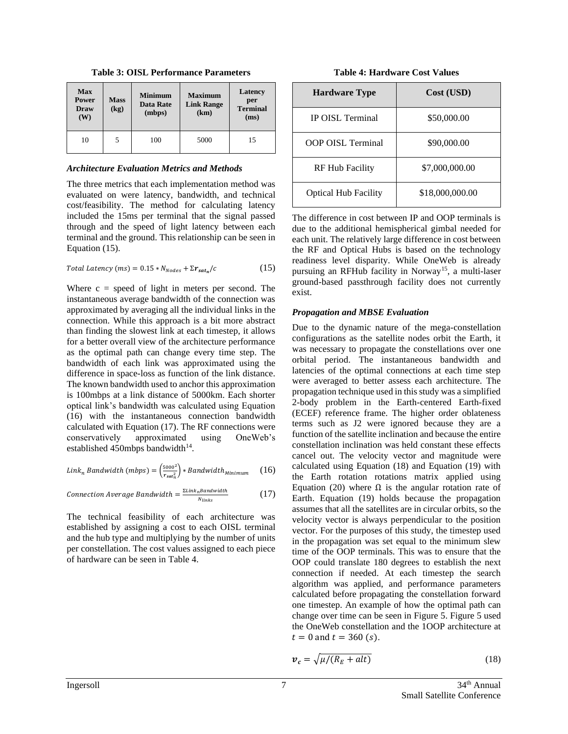**Table 3: OISL Performance Parameters**

| Max Power Draw (W) | Mass (kg) | Minimum Data Rate (mbps) | Maximum Link Range (km) | Latency per Terminal (ms) |
|---|---|---|---|---|
| 10 | 5 | 100 | 5000 | 15 |

### *Architecture Evaluation Metrics and Methods*

The three metrics that each implementation method was evaluated on were latency, bandwidth, and technical cost/feasibility. The method for calculating latency included the 15ms per terminal that the signal passed through and the speed of light latency between each terminal and the ground. This relationship can be seen in Equation (15).

$$Total\ Latency\ (ms) = 0.15 * N_{Nodes} + \Sigma \boldsymbol{r_{sat_n}}/c \tag{15}$$

Where c = speed of light in meters per second. The instantaneous average bandwidth of the connection was approximated by averaging all the individual links in the connection. While this approach is a bit more abstract than finding the slowest link at each timestep, it allows for a better overall view of the architecture performance as the optimal path can change every time step. The bandwidth of each link was approximated using the difference in space-loss as function of the link distance. The known bandwidth used to anchor this approximation is 100mbps at a link distance of 5000km. Each shorter optical link's bandwidth was calculated using Equation (16) with the instantaneous connection bandwidth calculated with Equation (17). The RF connections were conservatively approximated using OneWeb's established 450mbps bandwidth[14].

$$Link_n\ Bandwidth\ (mbps) = \left(\frac{5000^2}{r_{sat_n}^2}\right) * Bandwidth_{Minimum} \tag{16}$$

$$Connection\ Average\ Bandwidth = \frac{\Sigma Link_n Bandwidth}{N_{links}} \tag{17}$$

The technical feasibility of each architecture was established by assigning a cost to each OISL terminal and the hub type and multiplying by the number of units per constellation. The cost values assigned to each piece of hardware can be seen in Table 4.

**Table 4: Hardware Cost Values**

| Hardware Type | Cost (USD) |
|---|---|
| IP OISL Terminal | \$50,000.00 |
| OOP OISL Terminal | \$90,000.00 |
| RF Hub Facility | \$7,000,000.00 |
| Optical Hub Facility | \$18,000,000.00 |

The difference in cost between IP and OOP terminals is due to the additional hemispherical gimbal needed for each unit. The relatively large difference in cost between the RF and Optical Hubs is based on the technology readiness level disparity. While OneWeb is already pursuing an RFHub facility in Norway[15], a multi-laser ground-based passthrough facility does not currently exist.

### *Propagation and MBSE Evaluation*

Due to the dynamic nature of the mega-constellation configurations as the satellite nodes orbit the Earth, it was necessary to propagate the constellations over one orbital period. The instantaneous bandwidth and latencies of the optimal connections at each time step were averaged to better assess each architecture. The propagation technique used in this study was a simplified 2-body problem in the Earth-centered Earth-fixed (ECEF) reference frame. The higher order oblateness terms such as J2 were ignored because they are a function of the satellite inclination and because the entire constellation inclination was held constant these effects cancel out. The velocity vector and magnitude were calculated using Equation (18) and Equation (19) with the Earth rotation rotations matrix applied using Equation (20) where $\Omega$ is the angular rotation rate of Earth. Equation (19) holds because the propagation assumes that all the satellites are in circular orbits, so the velocity vector is always perpendicular to the position vector. For the purposes of this study, the timestep used in the propagation was set equal to the minimum slew time of the OOP terminals. This was to ensure that the OOP could translate 180 degrees to establish the next connection if needed. At each timestep the search algorithm was applied, and performance parameters calculated before propagating the constellation forward one timestep. An example of how the optimal path can change over time can be seen in Figure 5. Figure 5 used the OneWeb constellation and the 1OOP architecture at $t = 0$ and $t = 360\ (s)$.

$$\boldsymbol{v_c} = \sqrt{\mu/(R_E + alt)} \tag{18}$$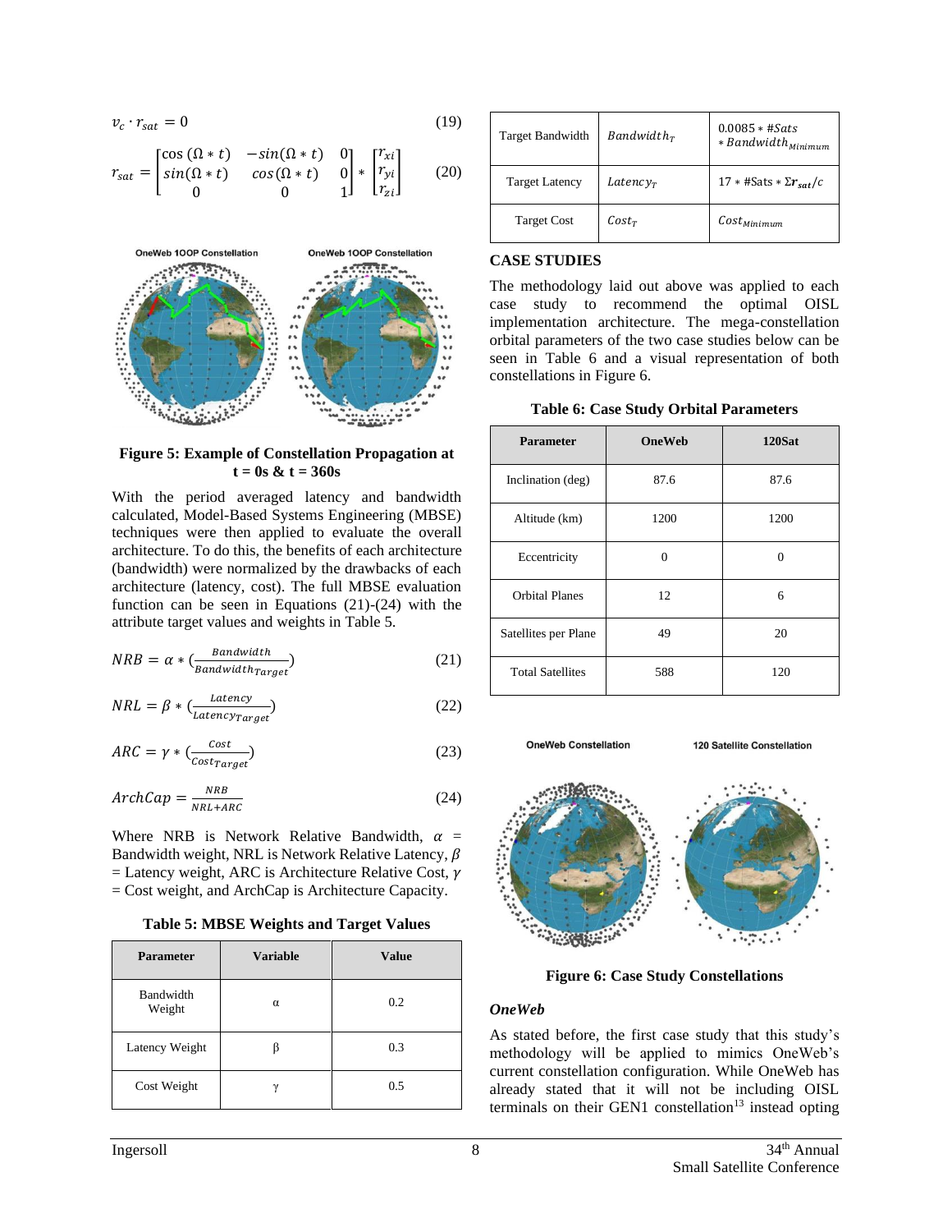$$v_c \cdot r_{sat} = 0 \tag{19}$$

$$r_{sat} = \begin{bmatrix} \cos(\Omega * t) & -sin(\Omega * t) & 0 \\ sin(\Omega * t) & cos(\Omega * t) & 0 \\ 0 & 0 & 1 \end{bmatrix} * \begin{bmatrix} r_{xi} \\ r_{yi} \\ r_{zi} \end{bmatrix} \tag{20}$$

**Figure 5: Example of Constellation Propagation at t = 0s & t = 360s**

With the period averaged latency and bandwidth calculated, Model-Based Systems Engineering (MBSE) techniques were then applied to evaluate the overall architecture. To do this, the benefits of each architecture (bandwidth) were normalized by the drawbacks of each architecture (latency, cost). The full MBSE evaluation function can be seen in Equations (21)-(24) with the attribute target values and weights in Table 5.

$$NRB = \alpha * (\frac{Bandwidth}{Bandwidth_{Target}}) \tag{21}$$

$$NRL = \beta * (\frac{Latency}{Latency_{Target}}) \tag{22}$$

$$ARC = \gamma * (\frac{Cost}{Cost_{Target}}) \tag{23}$$

$$ArchCap = \frac{NRB}{NRL+ARC} \tag{24}$$

Where NRB is Network Relative Bandwidth, $\alpha$ = Bandwidth weight, NRL is Network Relative Latency, $\beta$ = Latency weight, ARC is Architecture Relative Cost, $\gamma$ = Cost weight, and ArchCap is Architecture Capacity.

**Table 5: MBSE Weights and Target Values**

| Parameter | Variable | Value |
|---|---|---|
| Bandwidth Weight | $\alpha$ | 0.2 |
| Latency Weight | $\beta$ | 0.3 |
| Cost Weight | $\gamma$ | 0.5 |
| Target Bandwidth | $Bandwidth_T$ | $0.0085 * \#Sats * Bandwidth_{Minimum}$ |
| Target Latency | $Latency_T$ | $17 * \#Sats * \Sigma \boldsymbol{r}_{sat}/c$ |
| Target Cost | $Cost_T$ | $Cost_{Minimum}$ |

## CASE STUDIES

The methodology laid out above was applied to each case study to recommend the optimal OISL implementation architecture. The mega-constellation orbital parameters of the two case studies below can be seen in Table 6 and a visual representation of both constellations in Figure 6.

**Table 6: Case Study Orbital Parameters**

| Parameter | OneWeb | 120Sat |
|---|---|---|
| Inclination (deg) | 87.6 | 87.6 |
| Altitude (km) | 1200 | 1200 |
| Eccentricity | 0 | 0 |
| Orbital Planes | 12 | 6 |
| Satellites per Plane | 49 | 20 |
| Total Satellites | 588 | 120 |

**Figure 6: Case Study Constellations**

### *OneWeb*

As stated before, the first case study that this study's methodology will be applied to mimics OneWeb's current constellation configuration. While OneWeb has already stated that it will not be including OISL terminals on their GEN1 constellation[13] instead opting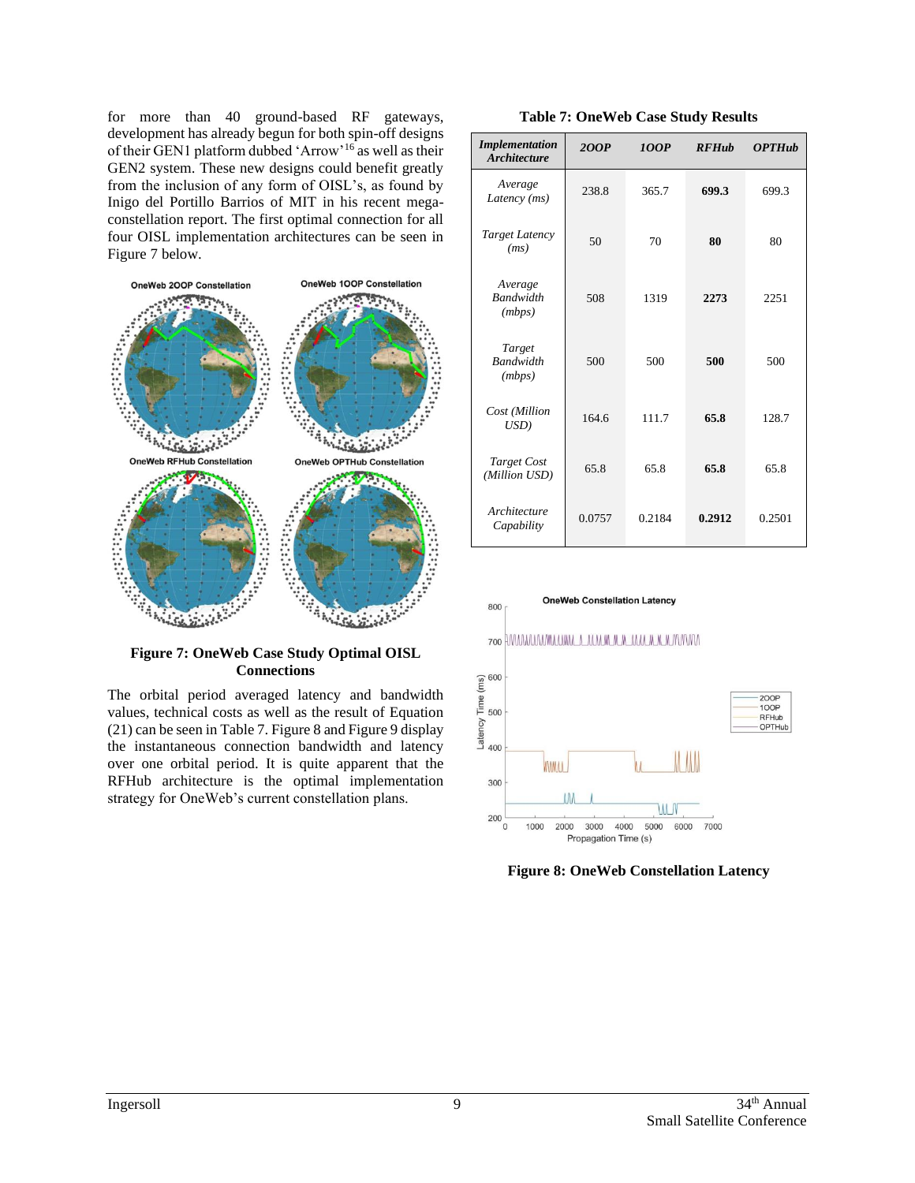for more than 40 ground-based RF gateways, development has already begun for both spin-off designs of their GEN1 platform dubbed 'Arrow'[16] as well as their GEN2 system. These new designs could benefit greatly from the inclusion of any form of OISL's, as found by Inigo del Portillo Barrios of MIT in his recent mega-constellation report. The first optimal connection for all four OISL implementation architectures can be seen in Figure 7 below.

**Figure 7: OneWeb Case Study Optimal OISL Connections**

The orbital period averaged latency and bandwidth values, technical costs as well as the result of Equation (21) can be seen in Table 7. Figure 8 and Figure 9 display the instantaneous connection bandwidth and latency over one orbital period. It is quite apparent that the RFHub architecture is the optimal implementation strategy for OneWeb's current constellation plans.

**Table 7: OneWeb Case Study Results**

| *Implementation Architecture* | *2OOP* | *1OOP* | *RFHub* | *OPTHub* |
|---|---|---|---|---|
| *Average Latency (ms)* | 238.8 | 365.7 | **699.3** | 699.3 |
| *Target Latency (ms)* | 50 | 70 | **80** | 80 |
| *Average Bandwidth (mbps)* | 508 | 1319 | **2273** | 2251 |
| *Target Bandwidth (mbps)* | 500 | 500 | **500** | 500 |
| *Cost (Million USD)* | 164.6 | 111.7 | **65.8** | 128.7 |
| *Target Cost (Million USD)* | 65.8 | 65.8 | **65.8** | 65.8 |
| *Architecture Capability* | 0.0757 | 0.2184 | **0.2912** | 0.2501 |

**Figure 8: OneWeb Constellation Latency**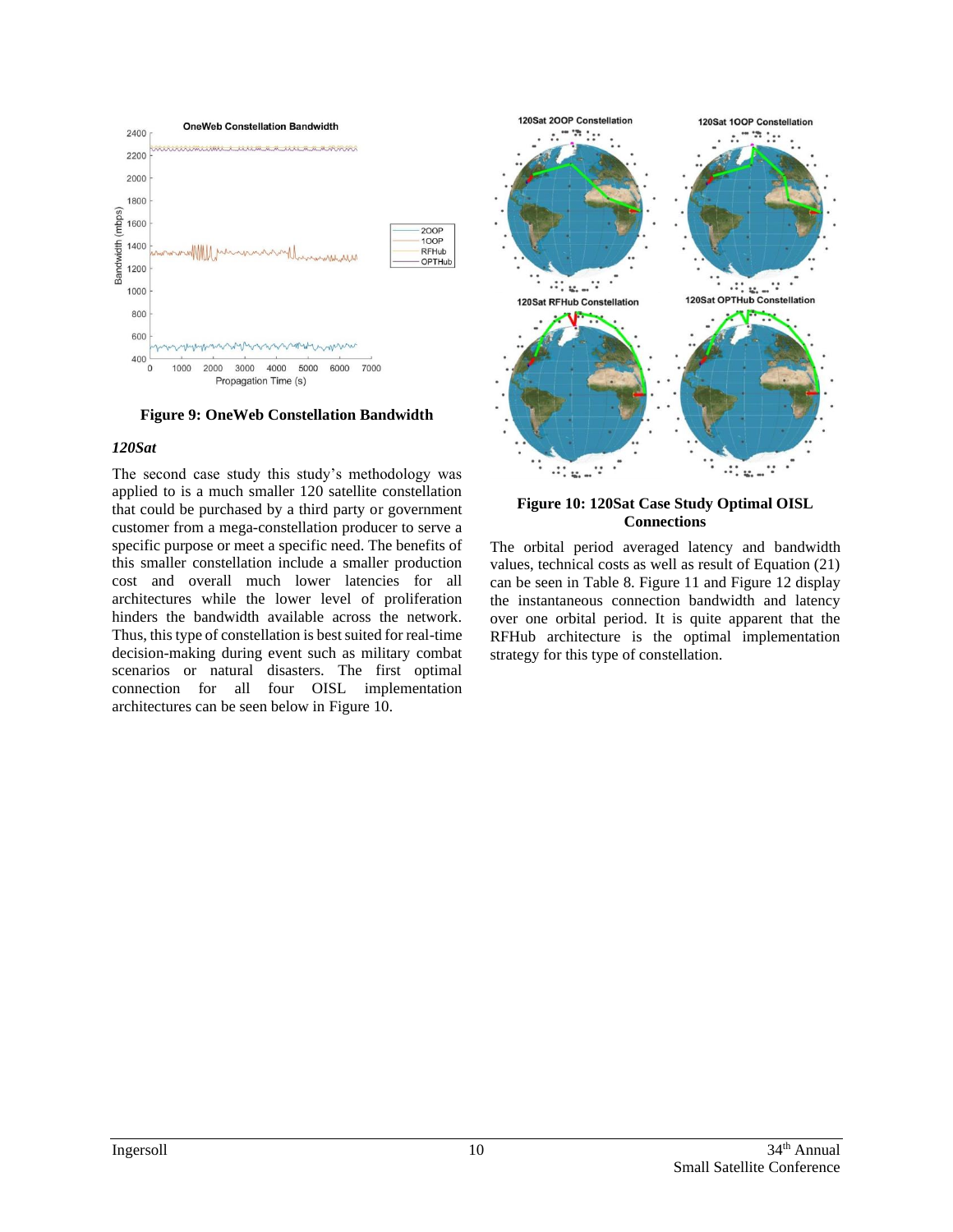**Figure 9: OneWeb Constellation Bandwidth**

### *120Sat*

The second case study this study's methodology was applied to is a much smaller 120 satellite constellation that could be purchased by a third party or government customer from a mega-constellation producer to serve a specific purpose or meet a specific need. The benefits of this smaller constellation include a smaller production cost and overall much lower latencies for all architectures while the lower level of proliferation hinders the bandwidth available across the network. Thus, this type of constellation is best suited for real-time decision-making during event such as military combat scenarios or natural disasters. The first optimal connection for all four OISL implementation architectures can be seen below in Figure 10.

**Figure 10: 120Sat Case Study Optimal OISL Connections**

The orbital period averaged latency and bandwidth values, technical costs as well as result of Equation (21) can be seen in Table 8. Figure 11 and Figure 12 display the instantaneous connection bandwidth and latency over one orbital period. It is quite apparent that the RFHub architecture is the optimal implementation strategy for this type of constellation.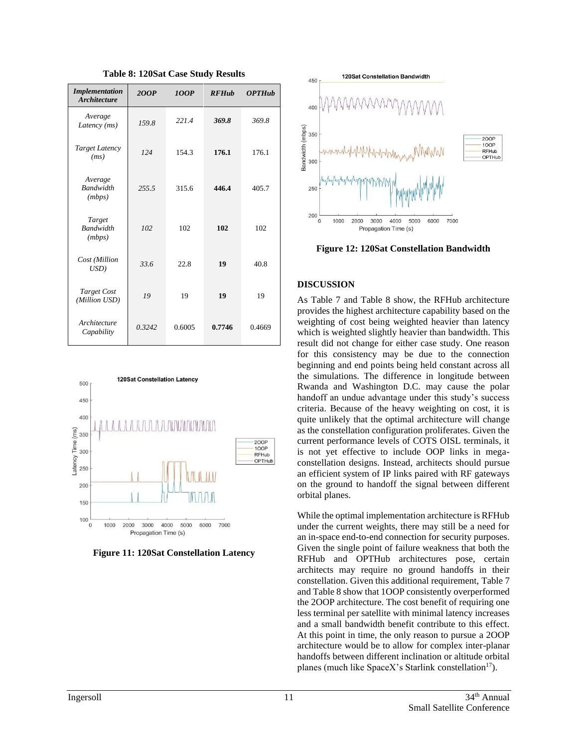**Table 8: 120Sat Case Study Results**

| Implementation Architecture | 2OOP | 1OOP | RFHub | OPTHub |
|---|---|---|---|---|
| Average Latency (ms) | 159.8 | 221.4 | **369.8** | 369.8 |
| Target Latency (ms) | 124 | 154.3 | **176.1** | 176.1 |
| Average Bandwidth (mbps) | 255.5 | 315.6 | **446.4** | 405.7 |
| Target Bandwidth (mbps) | 102 | 102 | **102** | 102 |
| Cost (Million USD) | 33.6 | 22.8 | **19** | 40.8 |
| Target Cost (Million USD) | 19 | 19 | **19** | 19 |
| Architecture Capability | 0.3242 | 0.6005 | **0.7746** | 0.4669 |

**Figure 11: 120Sat Constellation Latency**

**Figure 12: 120Sat Constellation Bandwidth**

**DISCUSSION**

As Table 7 and Table 8 show, the RFHub architecture provides the highest architecture capability based on the weighting of cost being weighted heavier than latency which is weighted slightly heavier than bandwidth. This result did not change for either case study. One reason for this consistency may be due to the connection beginning and end points being held constant across all the simulations. The difference in longitude between Rwanda and Washington D.C. may cause the polar handoff an undue advantage under this study's success criteria. Because of the heavy weighting on cost, it is quite unlikely that the optimal architecture will change as the constellation configuration proliferates. Given the current performance levels of COTS OISL terminals, it is not yet effective to include OOP links in mega-constellation designs. Instead, architects should pursue an efficient system of IP links paired with RF gateways on the ground to handoff the signal between different orbital planes.

While the optimal implementation architecture is RFHub under the current weights, there may still be a need for an in-space end-to-end connection for security purposes. Given the single point of failure weakness that both the RFHub and OPTHub architectures pose, certain architects may require no ground handoffs in their constellation. Given this additional requirement, Table 7 and Table 8 show that 1OOP consistently overperformed the 2OOP architecture. The cost benefit of requiring one less terminal per satellite with minimal latency increases and a small bandwidth benefit contribute to this effect. At this point in time, the only reason to pursue a 2OOP architecture would be to allow for complex inter-planar handoffs between different inclination or altitude orbital planes (much like SpaceX's Starlink constellation[17]).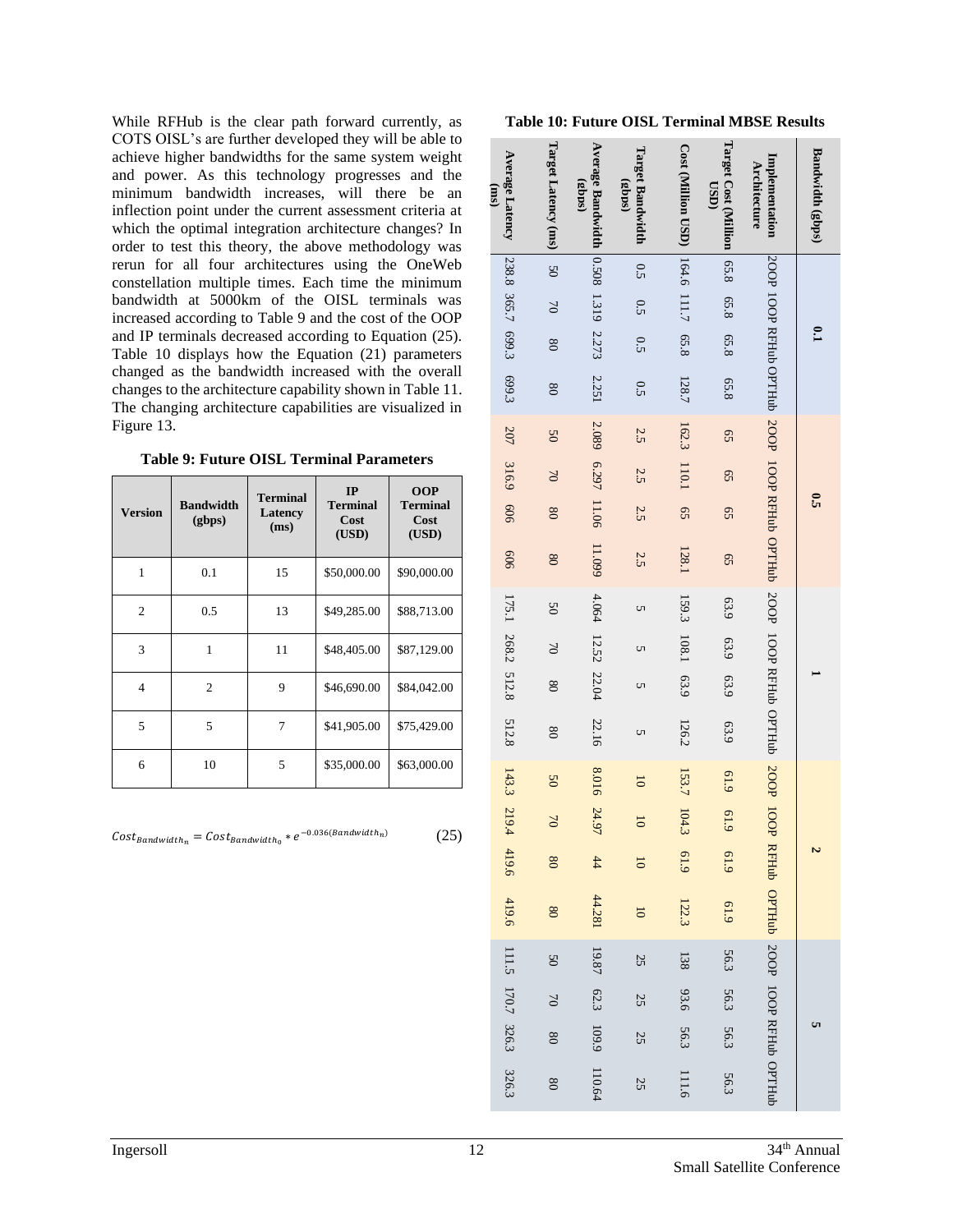While RFHub is the clear path forward currently, as COTS OISL's are further developed they will be able to achieve higher bandwidths for the same system weight and power. As this technology progresses and the minimum bandwidth increases, will there be an inflection point under the current assessment criteria at which the optimal integration architecture changes? In order to test this theory, the above methodology was rerun for all four architectures using the OneWeb constellation multiple times. Each time the minimum bandwidth at 5000km of the OISL terminals was increased according to Table 9 and the cost of the OOP and IP terminals decreased according to Equation (25). Table 10 displays how the Equation (21) parameters changed as the bandwidth increased with the overall changes to the architecture capability shown in Table 11. The changing architecture capabilities are visualized in Figure 13.

**Table 9: Future OISL Terminal Parameters**

| Version | Bandwidth (gbps) | Terminal Latency (ms) | IP Terminal Cost (USD) | OOP Terminal Cost (USD) |
|---|---|---|---|---|
| 1 | 0.1 | 15 | $50,000.00 | $90,000.00 |
| 2 | 0.5 | 13 | $49,285.00 | $88,713.00 |
| 3 | 1 | 11 | $48,405.00 | $87,129.00 |
| 4 | 2 | 9 | $46,690.00 | $84,042.00 |
| 5 | 5 | 7 | $41,905.00 | $75,429.00 |
| 6 | 10 | 5 | $35,000.00 | $63,000.00 |

$$Cost_{Bandwidth_n} = Cost_{Bandwidth_0} * e^{-0.036(Bandwidth_n)} \qquad (25)$$

**Table 10: Future OISL Terminal MBSE Results**

| Bandwidth (gbps) | Implementation Architecture | Target Cost (Million USD) | Cost (Million USD) | Target Bandwidth (gbps) | Average Bandwidth (gbps) | Target Latency (ms) | Average Latency (ms) |
|---|---|---|---|---|---|---|---|
| 0.1 | 2OOP | 65.8 | 164.6 | 0.5 | 0.508 | 50 | 238.8 |
| | 1OOP | 65.8 | 111.7 | 0.5 | 1.319 | 70 | 365.7 |
| | RFHub | 65.8 | 65.8 | 0.5 | 2.273 | 80 | 699.3 |
| | OPTHub | 65.8 | 128.7 | 0.5 | 2.251 | 80 | 699.3 |
| 0.5 | 2OOP | 65 | 162.3 | 2.5 | 2.089 | 50 | 207 |
| | 1OOP | 65 | 110.1 | 2.5 | 6.297 | 70 | 316.9 |
| | RFHub | 65 | 65 | 2.5 | 11.06 | 80 | 606 |
| | OPTHub | 65 | 128.1 | 2.5 | 11.099 | 80 | 606 |
| 1 | 2OOP | 63.9 | 159.3 | 5 | 4.064 | 50 | 175.1 |
| | 1OOP | 63.9 | 108.1 | 5 | 12.52 | 70 | 268.2 |
| | RFHub | 63.9 | 63.9 | 5 | 22.04 | 80 | 512.8 |
| | OPTHub | 63.9 | 126.2 | 5 | 22.16 | 80 | 512.8 |
| 2 | 2OOP | 61.9 | 153.7 | 10 | 8.016 | 50 | 143.3 |
| | 1OOP | 61.9 | 104.3 | 10 | 24.97 | 70 | 219.4 |
| | RFHub | 61.9 | 61.9 | 10 | 44 | 80 | 419.6 |
| | OPTHub | 61.9 | 122.3 | 10 | 44.281 | 80 | 419.6 |
| 5 | 2OOP | 56.3 | 138 | 25 | 19.87 | 50 | 111.5 |
| | 1OOP | 56.3 | 93.6 | 25 | 62.3 | 70 | 170.7 |
| | RFHub | 56.3 | 56.3 | 25 | 109.9 | 80 | 326.3 |
| | OPTHub | 56.3 | 111.6 | 25 | 110.64 | 80 | 326.3 |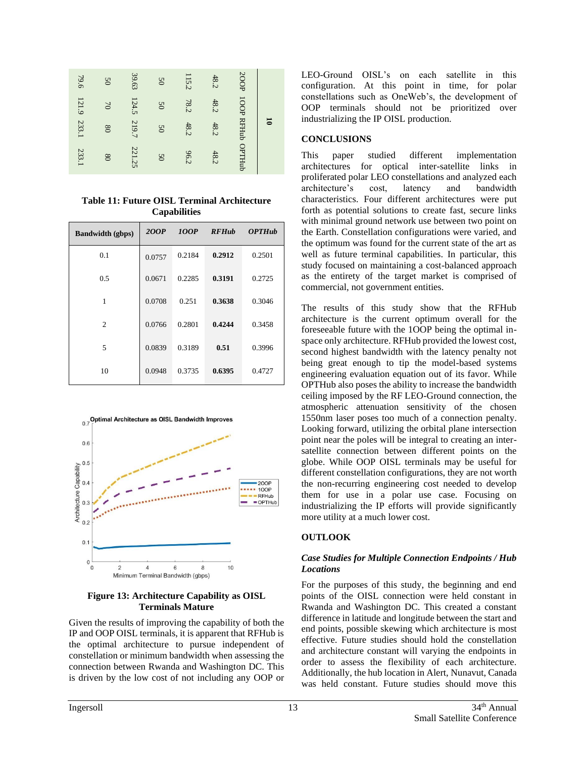| 10 | | | |
|---|---|---|---|
| 2OOP | 1OOP | RFHub | OPTHub |
| 48.2 | 48.2 | 48.2 | 48.2 |
| 115.2 | 78.2 | 48.2 | 96.2 |
| 50 | 50 | 50 | 50 |
| 39.63 | 124.5 | 219.7 | 221.25 |
| 50 | 70 | 80 | 80 |
| 79.6 | 121.9 | 233.1 | 233.1 |

**Table 11: Future OISL Terminal Architecture Capabilities**

| Bandwidth (gbps) | *2OOP* | *1OOP* | *RFHub* | *OPTHub* |
|---|---|---|---|---|
| 0.1 | 0.0757 | 0.2184 | **0.2912** | 0.2501 |
| 0.5 | 0.0671 | 0.2285 | **0.3191** | 0.2725 |
| 1 | 0.0708 | 0.251 | **0.3638** | 0.3046 |
| 2 | 0.0766 | 0.2801 | **0.4244** | 0.3458 |
| 5 | 0.0839 | 0.3189 | **0.51** | 0.3996 |
| 10 | 0.0948 | 0.3735 | **0.6395** | 0.4727 |

**Figure 13: Architecture Capability as OISL Terminals Mature**

Given the results of improving the capability of both the IP and OOP OISL terminals, it is apparent that RFHub is the optimal architecture to pursue independent of constellation or minimum bandwidth when assessing the connection between Rwanda and Washington DC. This is driven by the low cost of not including any OOP or LEO-Ground OISL's on each satellite in this configuration. At this point in time, for polar constellations such as OneWeb's, the development of OOP terminals should not be prioritized over industrializing the IP OISL production.

## CONCLUSIONS

This paper studied different implementation architectures for optical inter-satellite links in proliferated polar LEO constellations and analyzed each architecture's cost, latency and bandwidth characteristics. Four different architectures were put forth as potential solutions to create fast, secure links with minimal ground network use between two point on the Earth. Constellation configurations were varied, and the optimum was found for the current state of the art as well as future terminal capabilities. In particular, this study focused on maintaining a cost-balanced approach as the entirety of the target market is comprised of commercial, not government entities.

The results of this study show that the RFHub architecture is the current optimum overall for the foreseeable future with the 1OOP being the optimal in-space only architecture. RFHub provided the lowest cost, second highest bandwidth with the latency penalty not being great enough to tip the model-based systems engineering evaluation equation out of its favor. While OPTHub also poses the ability to increase the bandwidth ceiling imposed by the RF LEO-Ground connection, the atmospheric attenuation sensitivity of the chosen 1550nm laser poses too much of a connection penalty. Looking forward, utilizing the orbital plane intersection point near the poles will be integral to creating an inter-satellite connection between different points on the globe. While OOP OISL terminals may be useful for different constellation configurations, they are not worth the non-recurring engineering cost needed to develop them for use in a polar use case. Focusing on industrializing the IP efforts will provide significantly more utility at a much lower cost.

## OUTLOOK

### *Case Studies for Multiple Connection Endpoints / Hub Locations*

For the purposes of this study, the beginning and end points of the OISL connection were held constant in Rwanda and Washington DC. This created a constant difference in latitude and longitude between the start and end points, possible skewing which architecture is most effective. Future studies should hold the constellation and architecture constant will varying the endpoints in order to assess the flexibility of each architecture. Additionally, the hub location in Alert, Nunavut, Canada was held constant. Future studies should move this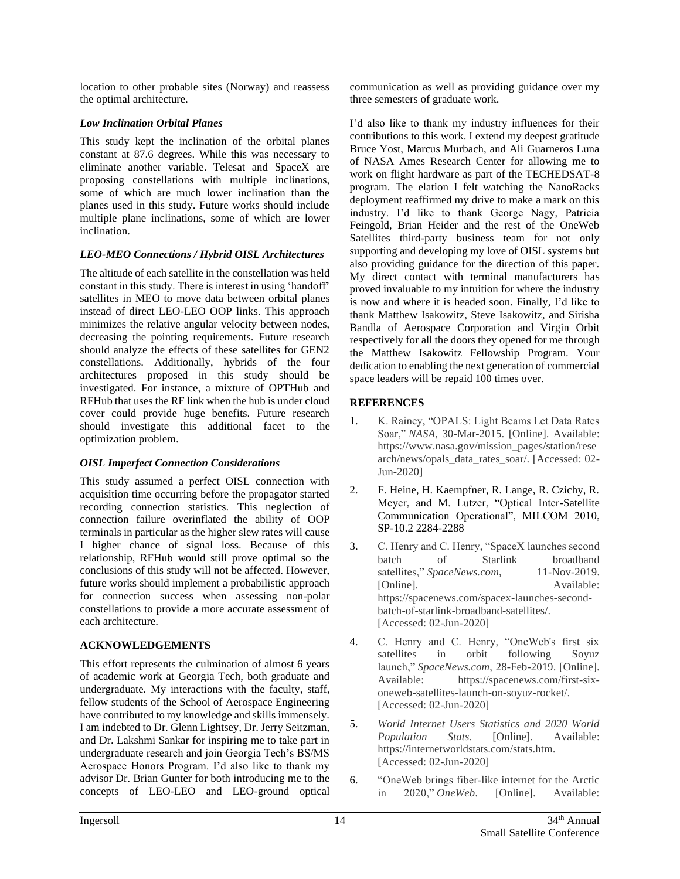location to other probable sites (Norway) and reassess the optimal architecture.

### *Low Inclination Orbital Planes*

This study kept the inclination of the orbital planes constant at 87.6 degrees. While this was necessary to eliminate another variable. Telesat and SpaceX are proposing constellations with multiple inclinations, some of which are much lower inclination than the planes used in this study. Future works should include multiple plane inclinations, some of which are lower inclination.

### *LEO-MEO Connections / Hybrid OISL Architectures*

The altitude of each satellite in the constellation was held constant in this study. There is interest in using 'handoff' satellites in MEO to move data between orbital planes instead of direct LEO-LEO OOP links. This approach minimizes the relative angular velocity between nodes, decreasing the pointing requirements. Future research should analyze the effects of these satellites for GEN2 constellations. Additionally, hybrids of the four architectures proposed in this study should be investigated. For instance, a mixture of OPTHub and RFHub that uses the RF link when the hub is under cloud cover could provide huge benefits. Future research should investigate this additional facet to the optimization problem.

### *OISL Imperfect Connection Considerations*

This study assumed a perfect OISL connection with acquisition time occurring before the propagator started recording connection statistics. This neglection of connection failure overinflated the ability of OOP terminals in particular as the higher slew rates will cause I higher chance of signal loss. Because of this relationship, RFHub would still prove optimal so the conclusions of this study will not be affected. However, future works should implement a probabilistic approach for connection success when assessing non-polar constellations to provide a more accurate assessment of each architecture.

## ACKNOWLEDGEMENTS

This effort represents the culmination of almost 6 years of academic work at Georgia Tech, both graduate and undergraduate. My interactions with the faculty, staff, fellow students of the School of Aerospace Engineering have contributed to my knowledge and skills immensely. I am indebted to Dr. Glenn Lightsey, Dr. Jerry Seitzman, and Dr. Lakshmi Sankar for inspiring me to take part in undergraduate research and join Georgia Tech's BS/MS Aerospace Honors Program. I'd also like to thank my advisor Dr. Brian Gunter for both introducing me to the concepts of LEO-LEO and LEO-ground optical communication as well as providing guidance over my three semesters of graduate work.

I'd also like to thank my industry influences for their contributions to this work. I extend my deepest gratitude Bruce Yost, Marcus Murbach, and Ali Guarneros Luna of NASA Ames Research Center for allowing me to work on flight hardware as part of the TECHEDSAT-8 program. The elation I felt watching the NanoRacks deployment reaffirmed my drive to make a mark on this industry. I'd like to thank George Nagy, Patricia Feingold, Brian Heider and the rest of the OneWeb Satellites third-party business team for not only supporting and developing my love of OISL systems but also providing guidance for the direction of this paper. My direct contact with terminal manufacturers has proved invaluable to my intuition for where the industry is now and where it is headed soon. Finally, I'd like to thank Matthew Isakowitz, Steve Isakowitz, and Sirisha Bandla of Aerospace Corporation and Virgin Orbit respectively for all the doors they opened for me through the Matthew Isakowitz Fellowship Program. Your dedication to enabling the next generation of commercial space leaders will be repaid 100 times over.

## REFERENCES

1. K. Rainey, "OPALS: Light Beams Let Data Rates Soar," *NASA*, 30-Mar-2015. [Online]. Available: https://www.nasa.gov/mission_pages/station/research/news/opals_data_rates_soar/. [Accessed: 02-Jun-2020]
2. F. Heine, H. Kaempfner, R. Lange, R. Czichy, R. Meyer, and M. Lutzer, "Optical Inter-Satellite Communication Operational", MILCOM 2010, SP-10.2 2284-2288
3. C. Henry and C. Henry, "SpaceX launches second batch of Starlink broadband satellites," *SpaceNews.com*, 11-Nov-2019. [Online]. Available: https://spacenews.com/spacex-launches-second-batch-of-starlink-broadband-satellites/. [Accessed: 02-Jun-2020]
4. C. Henry and C. Henry, "OneWeb's first six satellites in orbit following Soyuz launch," *SpaceNews.com*, 28-Feb-2019. [Online]. Available: https://spacenews.com/first-six-oneweb-satellites-launch-on-soyuz-rocket/. [Accessed: 02-Jun-2020]
5. *World Internet Users Statistics and 2020 World Population Stats*. [Online]. Available: https://internetworldstats.com/stats.htm. [Accessed: 02-Jun-2020]
6. "OneWeb brings fiber-like internet for the Arctic in 2020," *OneWeb*. [Online]. Available: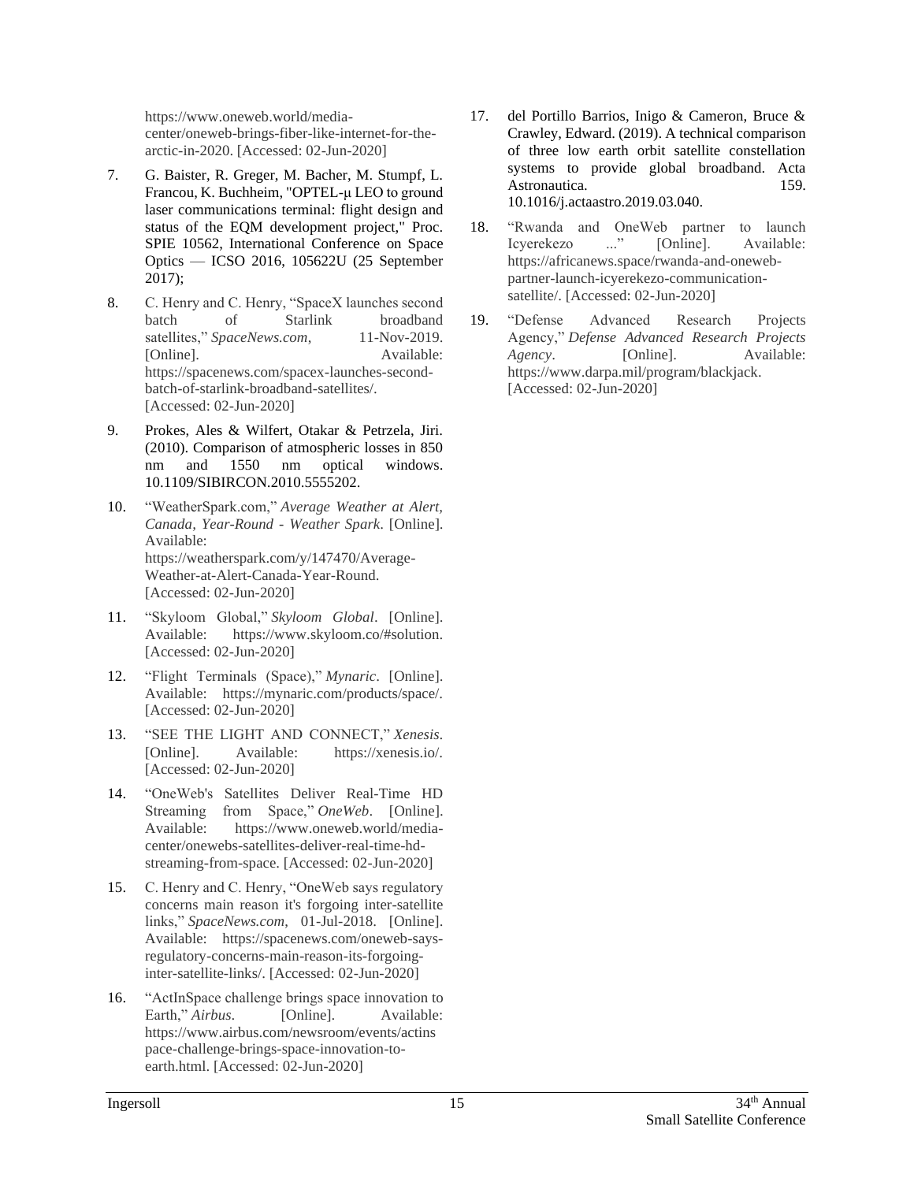https://www.oneweb.world/media-center/oneweb-brings-fiber-like-internet-for-the-arctic-in-2020. [Accessed: 02-Jun-2020]

7. G. Baister, R. Greger, M. Bacher, M. Stumpf, L. Francou, K. Buchheim, "OPTEL-μ LEO to ground laser communications terminal: flight design and status of the EQM development project," Proc. SPIE 10562, International Conference on Space Optics — ICSO 2016, 105622U (25 September 2017);

8. C. Henry and C. Henry, "SpaceX launches second batch of Starlink broadband satellites," *SpaceNews.com*, 11-Nov-2019. [Online]. Available: https://spacenews.com/spacex-launches-second-batch-of-starlink-broadband-satellites/. [Accessed: 02-Jun-2020]

9. Prokes, Ales & Wilfert, Otakar & Petrzela, Jiri. (2010). Comparison of atmospheric losses in 850 nm and 1550 nm optical windows. 10.1109/SIBIRCON.2010.5555202.

10. "WeatherSpark.com," *Average Weather at Alert, Canada, Year-Round - Weather Spark*. [Online]. Available: https://weatherspark.com/y/147470/Average-Weather-at-Alert-Canada-Year-Round. [Accessed: 02-Jun-2020]

11. "Skyloom Global," *Skyloom Global*. [Online]. Available: https://www.skyloom.co/#solution. [Accessed: 02-Jun-2020]

12. "Flight Terminals (Space)," *Mynaric*. [Online]. Available: https://mynaric.com/products/space/. [Accessed: 02-Jun-2020]

13. "SEE THE LIGHT AND CONNECT," *Xenesis*. [Online]. Available: https://xenesis.io/. [Accessed: 02-Jun-2020]

14. "OneWeb's Satellites Deliver Real-Time HD Streaming from Space," *OneWeb*. [Online]. Available: https://www.oneweb.world/media-center/onewebs-satellites-deliver-real-time-hd-streaming-from-space. [Accessed: 02-Jun-2020]

15. C. Henry and C. Henry, "OneWeb says regulatory concerns main reason it's forgoing inter-satellite links," *SpaceNews.com*, 01-Jul-2018. [Online]. Available: https://spacenews.com/oneweb-says-regulatory-concerns-main-reason-its-forgoing-inter-satellite-links/. [Accessed: 02-Jun-2020]

16. "ActInSpace challenge brings space innovation to Earth," *Airbus*. [Online]. Available: https://www.airbus.com/newsroom/events/actinspace-challenge-brings-space-innovation-to-earth.html. [Accessed: 02-Jun-2020]

17. del Portillo Barrios, Inigo & Cameron, Bruce & Crawley, Edward. (2019). A technical comparison of three low earth orbit satellite constellation systems to provide global broadband. Acta Astronautica. 159. 10.1016/j.actaastro.2019.03.040.

18. "Rwanda and OneWeb partner to launch Icyerekezo ..." [Online]. Available: https://africanews.space/rwanda-and-oneweb-partner-launch-icyerekezo-communication-satellite/. [Accessed: 02-Jun-2020]

19. "Defense Advanced Research Projects Agency," *Defense Advanced Research Projects Agency*. [Online]. Available: https://www.darpa.mil/program/blackjack. [Accessed: 02-Jun-2020]